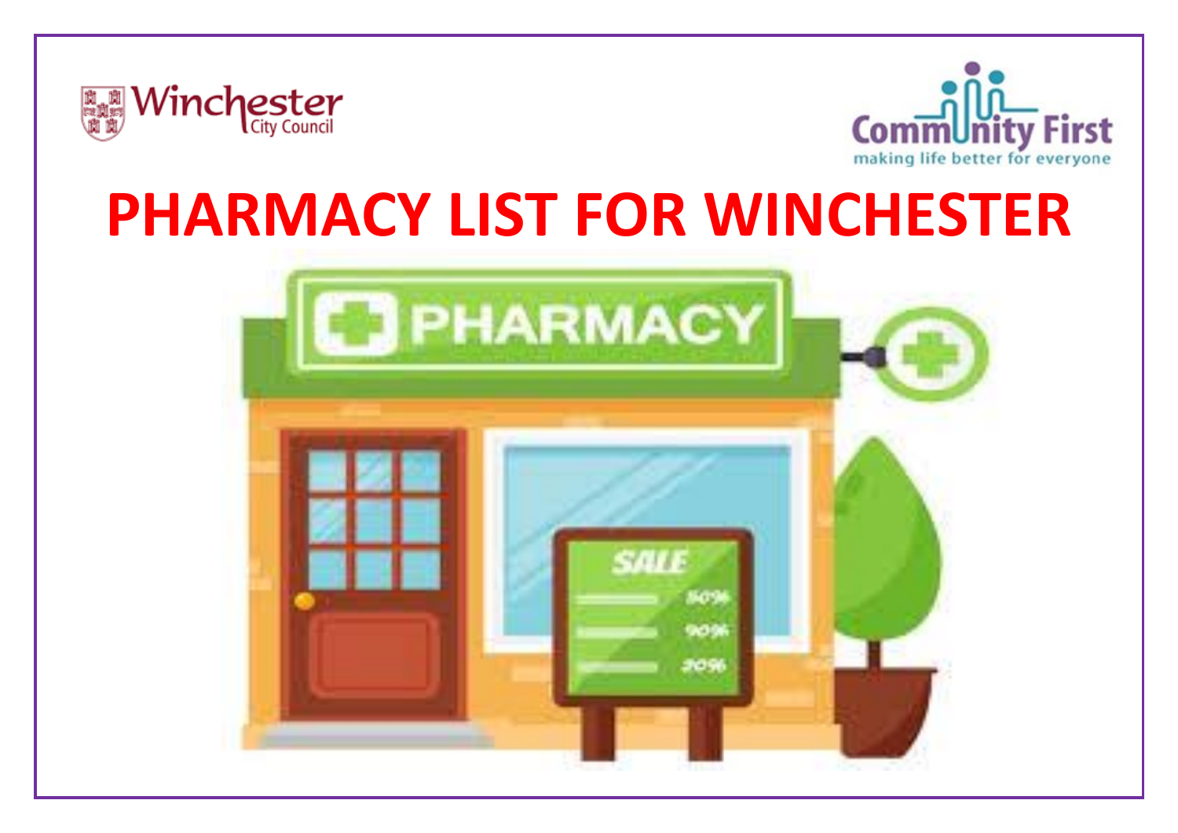Winchester City Council

Community First
making life better for everyone

# PHARMACY LIST FOR WINCHESTER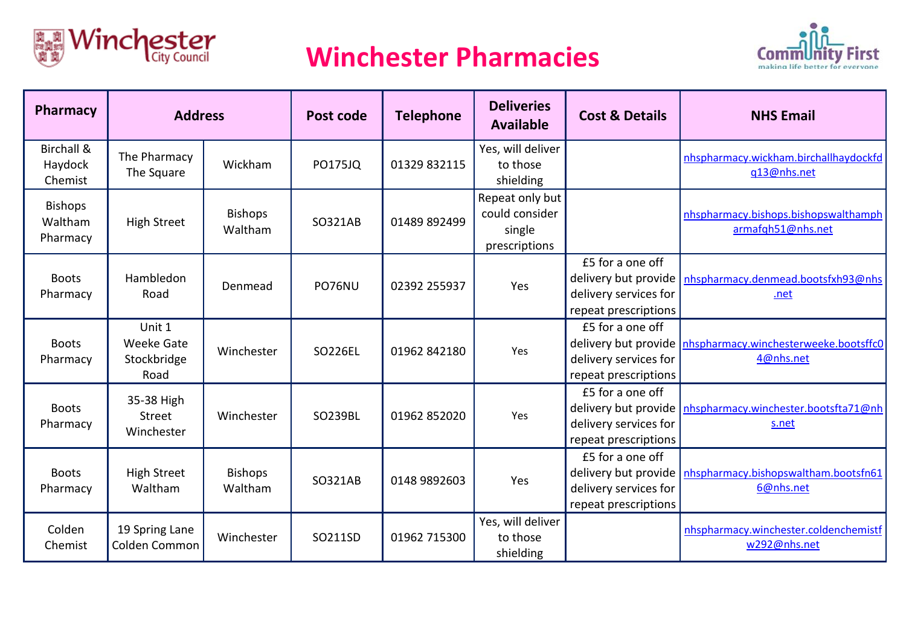# Winchester Pharmacies

| Pharmacy | Address | | Post code | Telephone | Deliveries Available | Cost & Details | NHS Email |
|---|---|---|---|---|---|---|---|
| Birchall & Haydock Chemist | The Pharmacy The Square | Wickham | PO175JQ | 01329 832115 | Yes, will deliver to those shielding | | nhspharmacy.wickham.birchallhaydockfdq13@nhs.net |
| Bishops Waltham Pharmacy | High Street | Bishops Waltham | SO321AB | 01489 892499 | Repeat only but could consider single prescriptions | | nhspharmacy.bishops.bishopswalthampharmafqh51@nhs.net |
| Boots Pharmacy | Hambledon Road | Denmead | PO76NU | 02392 255937 | Yes | £5 for a one off delivery but provide delivery services for repeat prescriptions | nhspharmacy.denmead.bootsfxh93@nhs.net |
| Boots Pharmacy | Unit 1 Weeke Gate Stockbridge Road | Winchester | SO226EL | 01962 842180 | Yes | £5 for a one off delivery but provide delivery services for repeat prescriptions | nhspharmacy.winchesterweeke.bootsffc04@nhs.net |
| Boots Pharmacy | 35-38 High Street Winchester | Winchester | SO239BL | 01962 852020 | Yes | £5 for a one off delivery but provide delivery services for repeat prescriptions | nhspharmacy.winchester.bootsfta71@nhs.net |
| Boots Pharmacy | High Street Waltham | Bishops Waltham | SO321AB | 0148 9892603 | Yes | £5 for a one off delivery but provide delivery services for repeat prescriptions | nhspharmacy.bishopswaltham.bootsfn616@nhs.net |
| Colden Chemist | 19 Spring Lane Colden Common | Winchester | SO211SD | 01962 715300 | Yes, will deliver to those shielding | | nhspharmacy.winchester.coldenchemistfw292@nhs.net |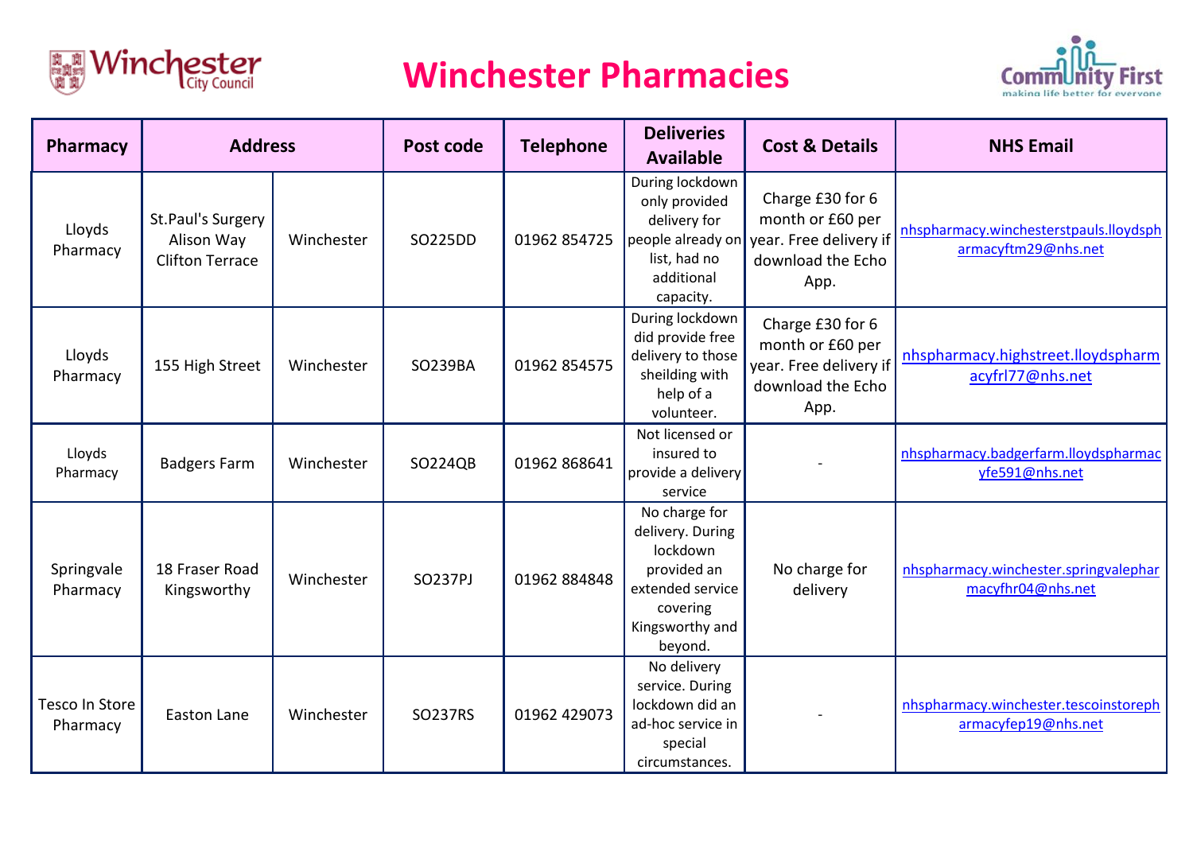# Winchester Pharmacies

| Pharmacy | Address | | Post code | Telephone | Deliveries Available | Cost & Details | NHS Email |
|---|---|---|---|---|---|---|---|
| Lloyds Pharmacy | St.Paul's Surgery Alison Way Clifton Terrace | Winchester | SO225DD | 01962 854725 | During lockdown only provided delivery for people already on list, had no additional capacity. | Charge £30 for 6 month or £60 per year. Free delivery if download the Echo App. | nhspharmacy.winchesterstpauls.lloydspharmacyftm29@nhs.net |
| Lloyds Pharmacy | 155 High Street | Winchester | SO239BA | 01962 854575 | During lockdown did provide free delivery to those sheilding with help of a volunteer. | Charge £30 for 6 month or £60 per year. Free delivery if download the Echo App. | nhspharmacy.highstreet.lloydspharmacyfrl77@nhs.net |
| Lloyds Pharmacy | Badgers Farm | Winchester | SO224QB | 01962 868641 | Not licensed or insured to provide a delivery service | - | nhspharmacy.badgerfarm.lloydspharmacyfe591@nhs.net |
| Springvale Pharmacy | 18 Fraser Road Kingsworthy | Winchester | SO237PJ | 01962 884848 | No charge for delivery. During lockdown provided an extended service covering Kingsworthy and beyond. | No charge for delivery | nhspharmacy.winchester.springvalepharmacyfhr04@nhs.net |
| Tesco In Store Pharmacy | Easton Lane | Winchester | SO237RS | 01962 429073 | No delivery service. During lockdown did an ad-hoc service in special circumstances. | - | nhspharmacy.winchester.tescoinstorepharmacyfep19@nhs.net |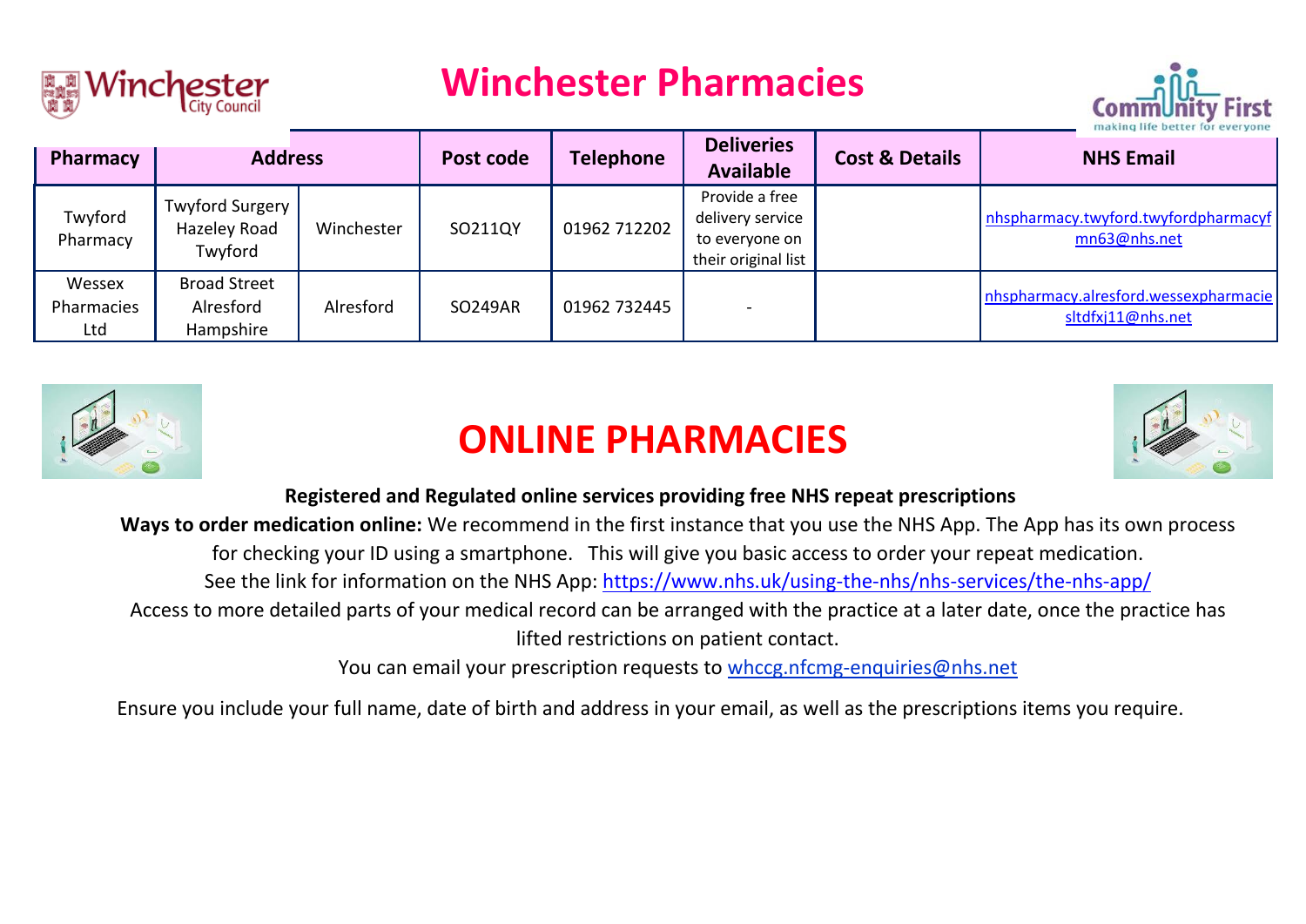# Winchester Pharmacies

| Pharmacy | Address | | Post code | Telephone | Deliveries Available | Cost & Details | NHS Email |
|---|---|---|---|---|---|---|---|
| Twyford Pharmacy | Twyford Surgery Hazeley Road Twyford | Winchester | SO211QY | 01962 712202 | Provide a free delivery service to everyone on their original list | | nhspharmacy.twyford.twyfordpharmacyfmn63@nhs.net |
| Wessex Pharmacies Ltd | Broad Street Alresford Hampshire | Alresford | SO249AR | 01962 732445 | - | | nhspharmacy.alresford.wessexpharmaciesltdfxj11@nhs.net |

# ONLINE PHARMACIES

**Registered and Regulated online services providing free NHS repeat prescriptions**

**Ways to order medication online:** We recommend in the first instance that you use the NHS App. The App has its own process for checking your ID using a smartphone. This will give you basic access to order your repeat medication.

See the link for information on the NHS App: https://www.nhs.uk/using-the-nhs/nhs-services/the-nhs-app/

Access to more detailed parts of your medical record can be arranged with the practice at a later date, once the practice has lifted restrictions on patient contact.

You can email your prescription requests to whccg.nfcmg-enquiries@nhs.net

Ensure you include your full name, date of birth and address in your email, as well as the prescriptions items you require.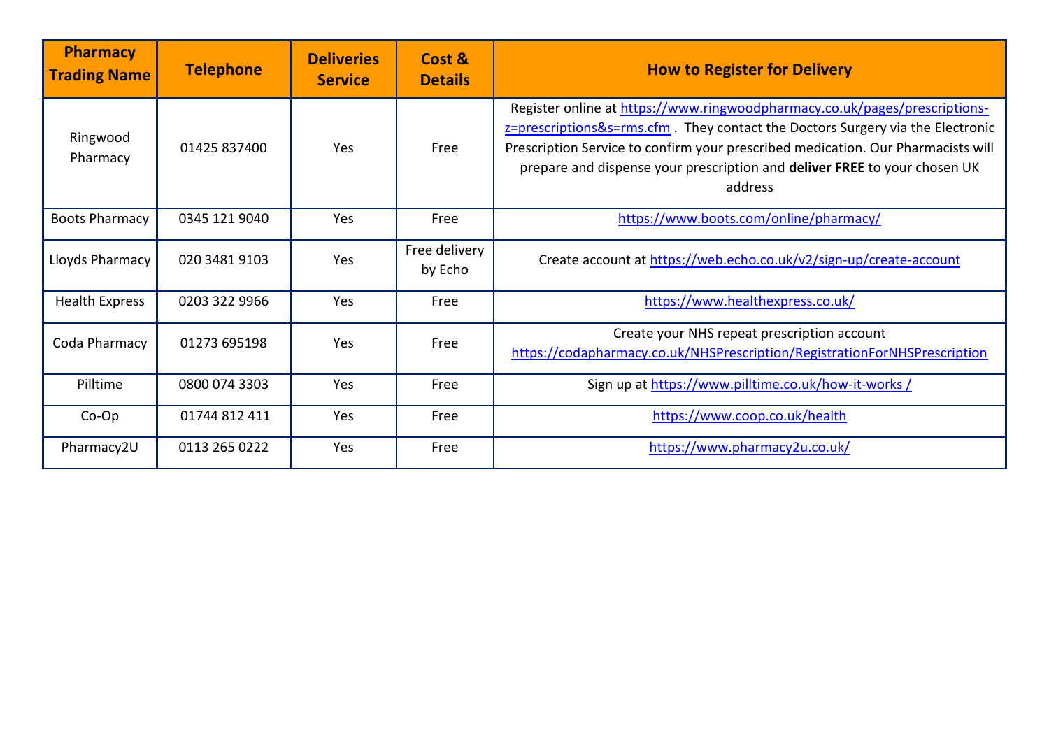| Pharmacy Trading Name | Telephone | Deliveries Service | Cost & Details | How to Register for Delivery |
|---|---|---|---|---|
| Ringwood Pharmacy | 01425 837400 | Yes | Free | Register online at https://www.ringwoodpharmacy.co.uk/pages/prescriptions-z=prescriptions&s=rms.cfm . They contact the Doctors Surgery via the Electronic Prescription Service to confirm your prescribed medication. Our Pharmacists will prepare and dispense your prescription and **deliver FREE** to your chosen UK address |
| Boots Pharmacy | 0345 121 9040 | Yes | Free | https://www.boots.com/online/pharmacy/ |
| Lloyds Pharmacy | 020 3481 9103 | Yes | Free delivery by Echo | Create account at https://web.echo.co.uk/v2/sign-up/create-account |
| Health Express | 0203 322 9966 | Yes | Free | https://www.healthexpress.co.uk/ |
| Coda Pharmacy | 01273 695198 | Yes | Free | Create your NHS repeat prescription account https://codapharmacy.co.uk/NHSPrescription/RegistrationForNHSPrescription |
| Pilltime | 0800 074 3303 | Yes | Free | Sign up at https://www.pilltime.co.uk/how-it-works / |
| Co-Op | 01744 812 411 | Yes | Free | https://www.coop.co.uk/health |
| Pharmacy2U | 0113 265 0222 | Yes | Free | https://www.pharmacy2u.co.uk/ |